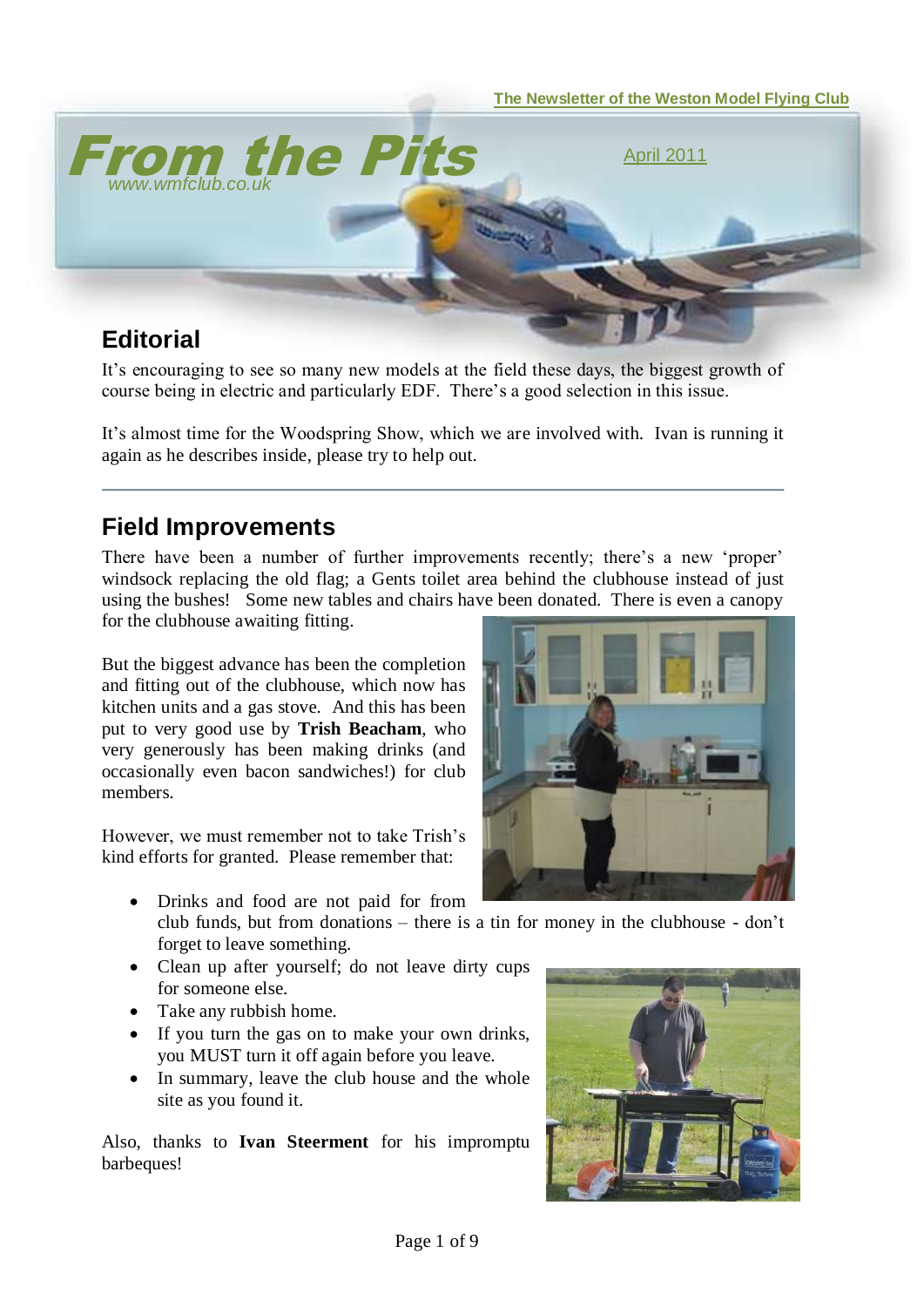The Newsletter of the Weston Model Flying Club

# From the Pits

www.wmfclub.co.uk

April 2011

## Editorial

It's encouraging to see so many new models at the field these days, the biggest growth of course being in electric and particularly EDF. There's a good selection in this issue.

It's almost time for the Woodspring Show, which we are involved with. Ivan is running it again as he describes inside, please try to help out.

## Field Improvements

There have been a number of further improvements recently; there's a new 'proper' windsock replacing the old flag; a Gents toilet area behind the clubhouse instead of just using the bushes! Some new tables and chairs have been donated. There is even a canopy for the clubhouse awaiting fitting.

But the biggest advance has been the completion and fitting out of the clubhouse, which now has kitchen units and a gas stove. And this has been put to very good use by **Trish Beacham**, who very generously has been making drinks (and occasionally even bacon sandwiches!) for club members.

However, we must remember not to take Trish's kind efforts for granted. Please remember that:

- Drinks and food are not paid for from club funds, but from donations – there is a tin for money in the clubhouse - don't forget to leave something.
- Clean up after yourself; do not leave dirty cups for someone else.
- Take any rubbish home.
- If you turn the gas on to make your own drinks, you MUST turn it off again before you leave.
- In summary, leave the club house and the whole site as you found it.

Also, thanks to **Ivan Steerment** for his impromptu barbeques!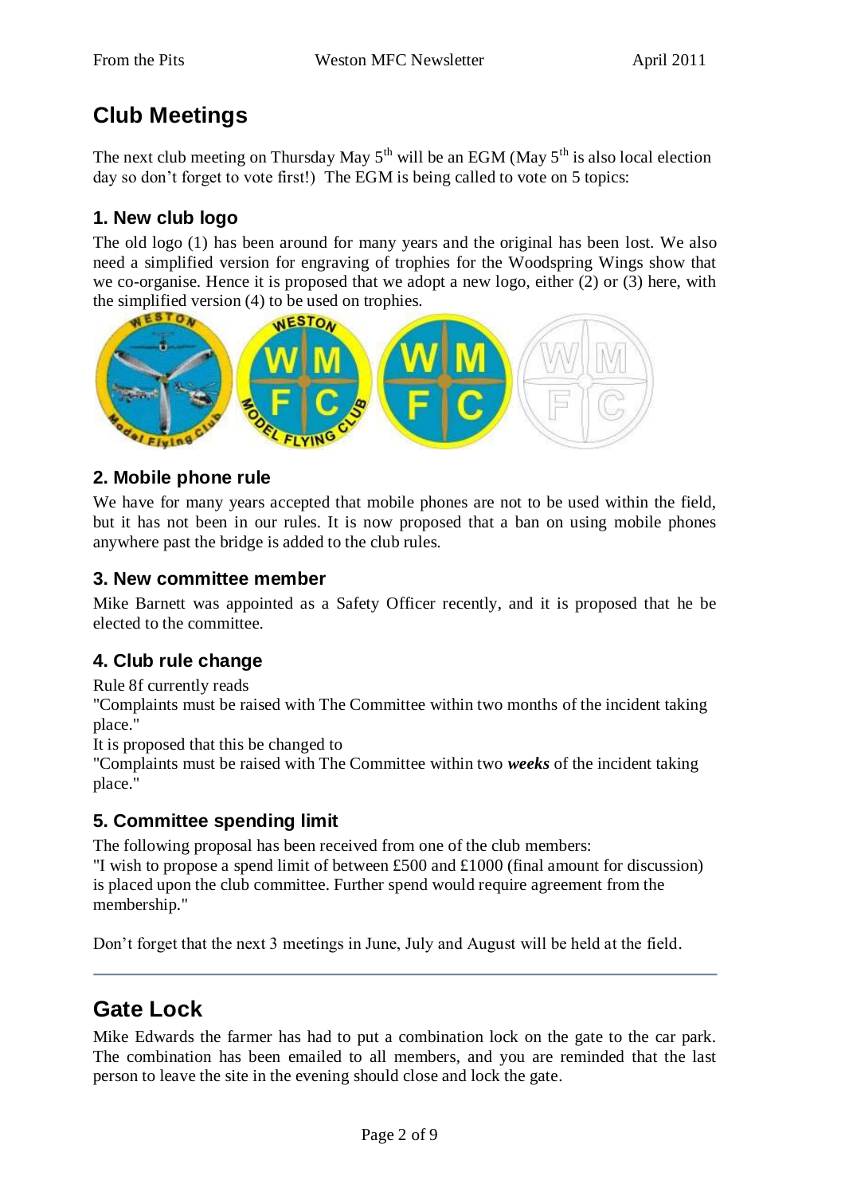## Club Meetings

The next club meeting on Thursday May 5th will be an EGM (May 5th is also local election day so don't forget to vote first!) The EGM is being called to vote on 5 topics:

### 1. New club logo

The old logo (1) has been around for many years and the original has been lost. We also need a simplified version for engraving of trophies for the Woodspring Wings show that we co-organise. Hence it is proposed that we adopt a new logo, either (2) or (3) here, with the simplified version (4) to be used on trophies.

### 2. Mobile phone rule

We have for many years accepted that mobile phones are not to be used within the field, but it has not been in our rules. It is now proposed that a ban on using mobile phones anywhere past the bridge is added to the club rules.

### 3. New committee member

Mike Barnett was appointed as a Safety Officer recently, and it is proposed that he be elected to the committee.

### 4. Club rule change

Rule 8f currently reads

"Complaints must be raised with The Committee within two months of the incident taking place."

It is proposed that this be changed to

"Complaints must be raised with The Committee within two ***weeks*** of the incident taking place."

### 5. Committee spending limit

The following proposal has been received from one of the club members:

"I wish to propose a spend limit of between £500 and £1000 (final amount for discussion) is placed upon the club committee. Further spend would require agreement from the membership."

Don't forget that the next 3 meetings in June, July and August will be held at the field.

---

## Gate Lock

Mike Edwards the farmer has had to put a combination lock on the gate to the car park. The combination has been emailed to all members, and you are reminded that the last person to leave the site in the evening should close and lock the gate.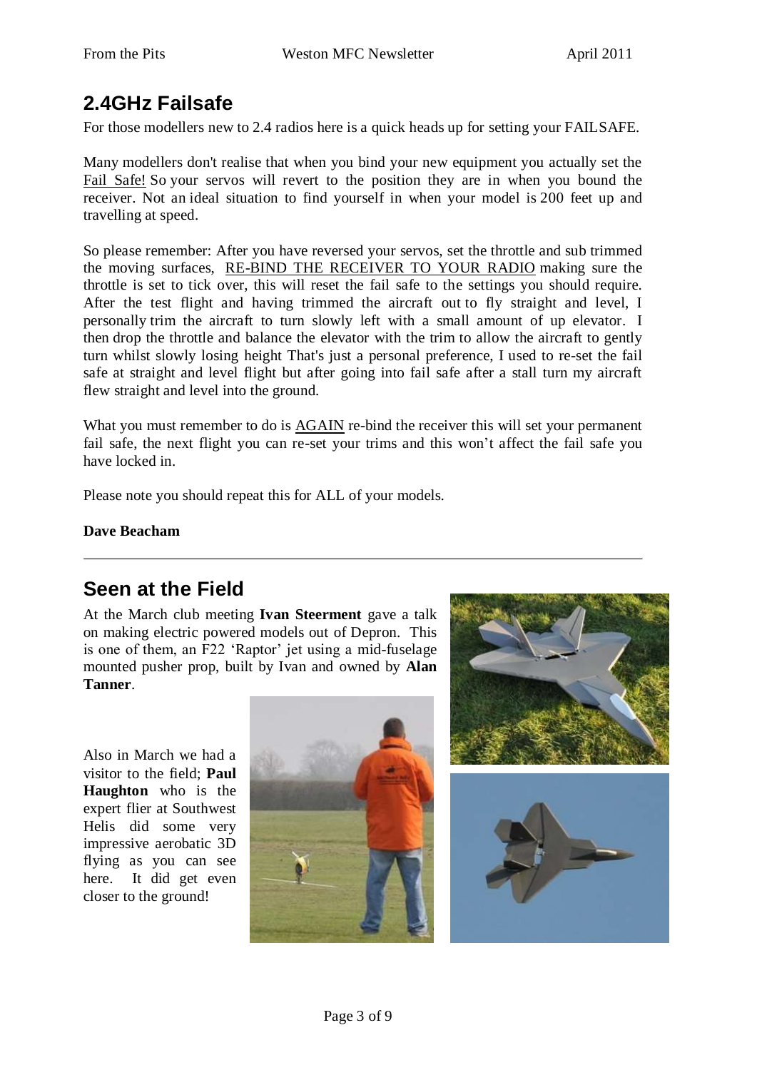## 2.4GHz Failsafe

For those modellers new to 2.4 radios here is a quick heads up for setting your FAILSAFE.

Many modellers don't realise that when you bind your new equipment you actually set the Fail Safe! So your servos will revert to the position they are in when you bound the receiver. Not an ideal situation to find yourself in when your model is 200 feet up and travelling at speed.

So please remember: After you have reversed your servos, set the throttle and sub trimmed the moving surfaces, RE-BIND THE RECEIVER TO YOUR RADIO making sure the throttle is set to tick over, this will reset the fail safe to the settings you should require. After the test flight and having trimmed the aircraft out to fly straight and level, I personally trim the aircraft to turn slowly left with a small amount of up elevator. I then drop the throttle and balance the elevator with the trim to allow the aircraft to gently turn whilst slowly losing height That's just a personal preference, I used to re-set the fail safe at straight and level flight but after going into fail safe after a stall turn my aircraft flew straight and level into the ground.

What you must remember to do is AGAIN re-bind the receiver this will set your permanent fail safe, the next flight you can re-set your trims and this won't affect the fail safe you have locked in.

Please note you should repeat this for ALL of your models.

**Dave Beacham**

---

## Seen at the Field

At the March club meeting **Ivan Steerment** gave a talk on making electric powered models out of Depron. This is one of them, an F22 'Raptor' jet using a mid-fuselage mounted pusher prop, built by Ivan and owned by **Alan Tanner**.

Also in March we had a visitor to the field; **Paul Haughton** who is the expert flier at Southwest Helis did some very impressive aerobatic 3D flying as you can see here. It did get even closer to the ground!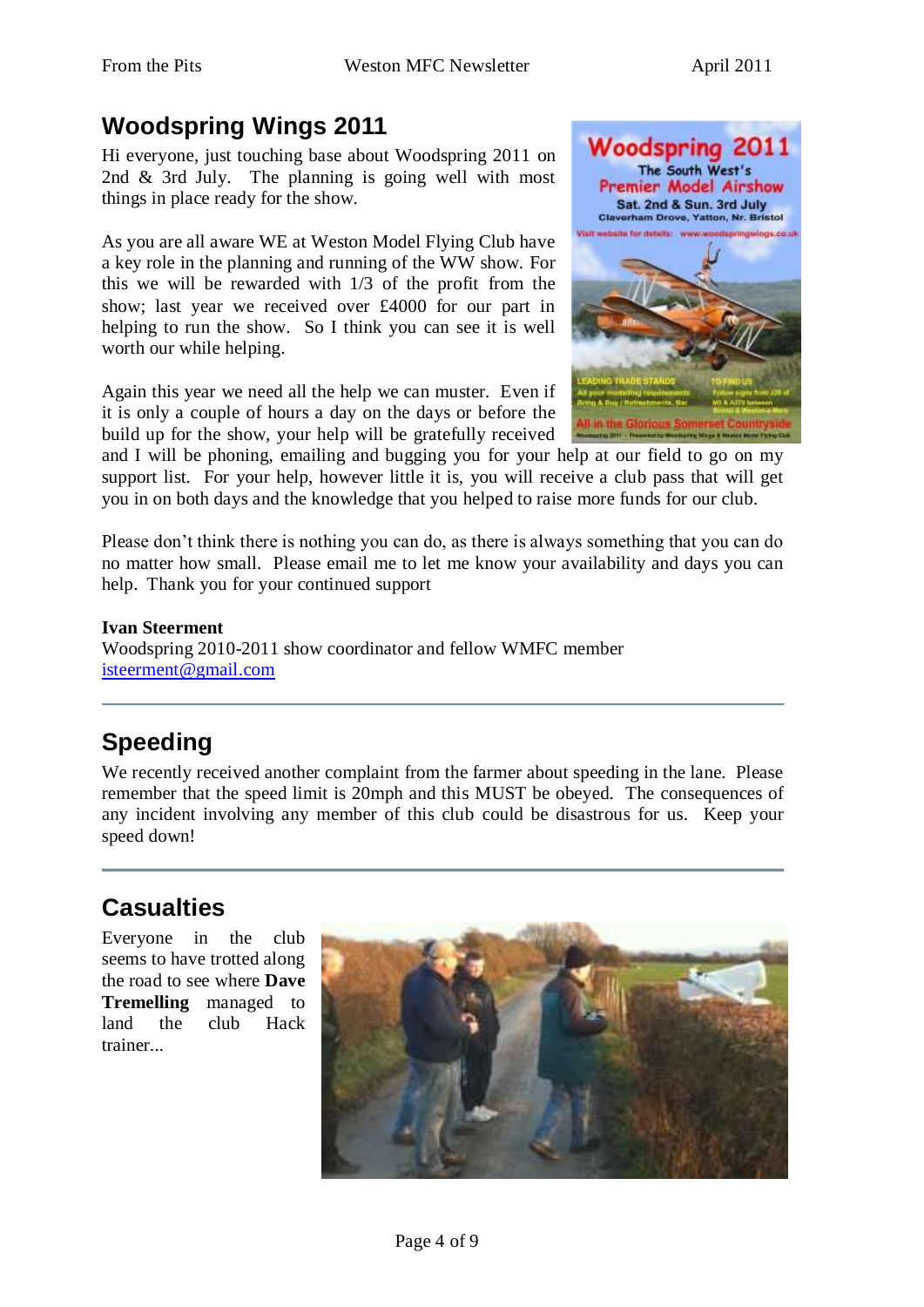## Woodspring Wings 2011

Hi everyone, just touching base about Woodspring 2011 on 2nd & 3rd July. The planning is going well with most things in place ready for the show.

As you are all aware WE at Weston Model Flying Club have a key role in the planning and running of the WW show. For this we will be rewarded with 1/3 of the profit from the show; last year we received over £4000 for our part in helping to run the show. So I think you can see it is well worth our while helping.

Again this year we need all the help we can muster. Even if it is only a couple of hours a day on the days or before the build up for the show, your help will be gratefully received and I will be phoning, emailing and bugging you for your help at our field to go on my support list. For your help, however little it is, you will receive a club pass that will get you in on both days and the knowledge that you helped to raise more funds for our club.

Please don't think there is nothing you can do, as there is always something that you can do no matter how small. Please email me to let me know your availability and days you can help. Thank you for your continued support

**Ivan Steerment**
Woodspring 2010-2011 show coordinator and fellow WMFC member
isteerment@gmail.com

---

## Speeding

We recently received another complaint from the farmer about speeding in the lane. Please remember that the speed limit is 20mph and this MUST be obeyed. The consequences of any incident involving any member of this club could be disastrous for us. Keep your speed down!

---

## Casualties

Everyone in the club seems to have trotted along the road to see where **Dave Tremelling** managed to land the club Hack trainer...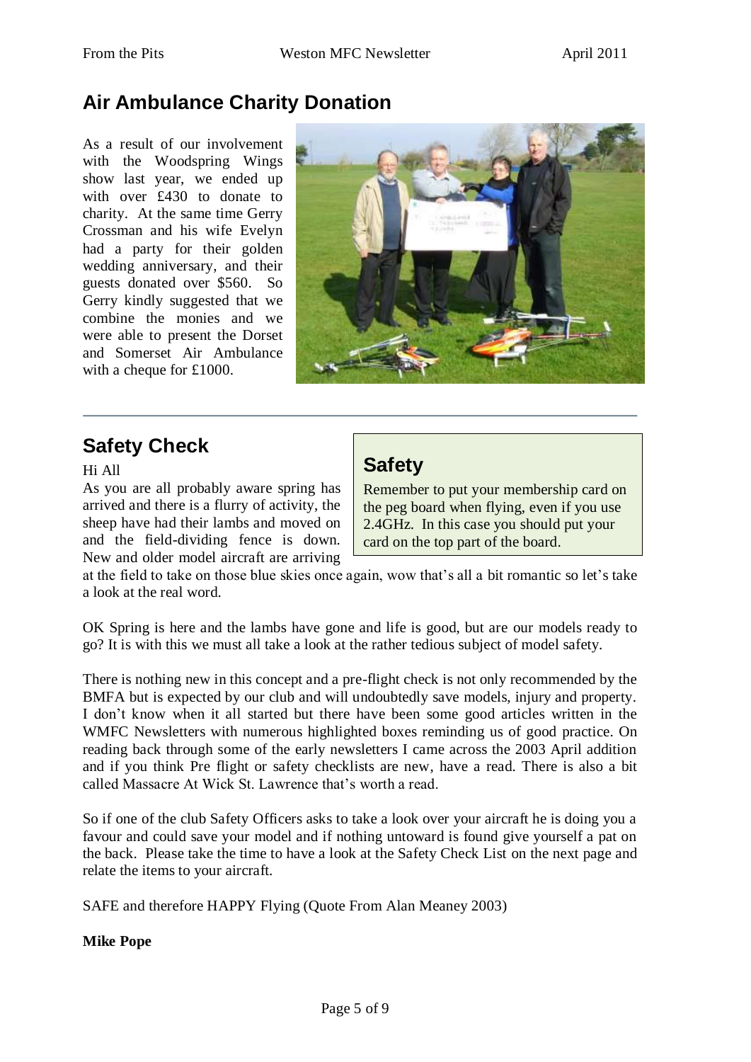## Air Ambulance Charity Donation

As a result of our involvement with the Woodspring Wings show last year, we ended up with over £430 to donate to charity. At the same time Gerry Crossman and his wife Evelyn had a party for their golden wedding anniversary, and their guests donated over $560. So Gerry kindly suggested that we combine the monies and we were able to present the Dorset and Somerset Air Ambulance with a cheque for £1000.

---

## Safety Check

Hi All

As you are all probably aware spring has arrived and there is a flurry of activity, the sheep have had their lambs and moved on and the field-dividing fence is down. New and older model aircraft are arriving at the field to take on those blue skies once again, wow that's all a bit romantic so let's take a look at the real word.

OK Spring is here and the lambs have gone and life is good, but are our models ready to go? It is with this we must all take a look at the rather tedious subject of model safety.

There is nothing new in this concept and a pre-flight check is not only recommended by the BMFA but is expected by our club and will undoubtedly save models, injury and property. I don't know when it all started but there have been some good articles written in the WMFC Newsletters with numerous highlighted boxes reminding us of good practice. On reading back through some of the early newsletters I came across the 2003 April addition and if you think Pre flight or safety checklists are new, have a read. There is also a bit called Massacre At Wick St. Lawrence that's worth a read.

So if one of the club Safety Officers asks to take a look over your aircraft he is doing you a favour and could save your model and if nothing untoward is found give yourself a pat on the back. Please take the time to have a look at the Safety Check List on the next page and relate the items to your aircraft.

SAFE and therefore HAPPY Flying (Quote From Alan Meaney 2003)

**Mike Pope**

> ### Safety
>
> Remember to put your membership card on the peg board when flying, even if you use 2.4GHz. In this case you should put your card on the top part of the board.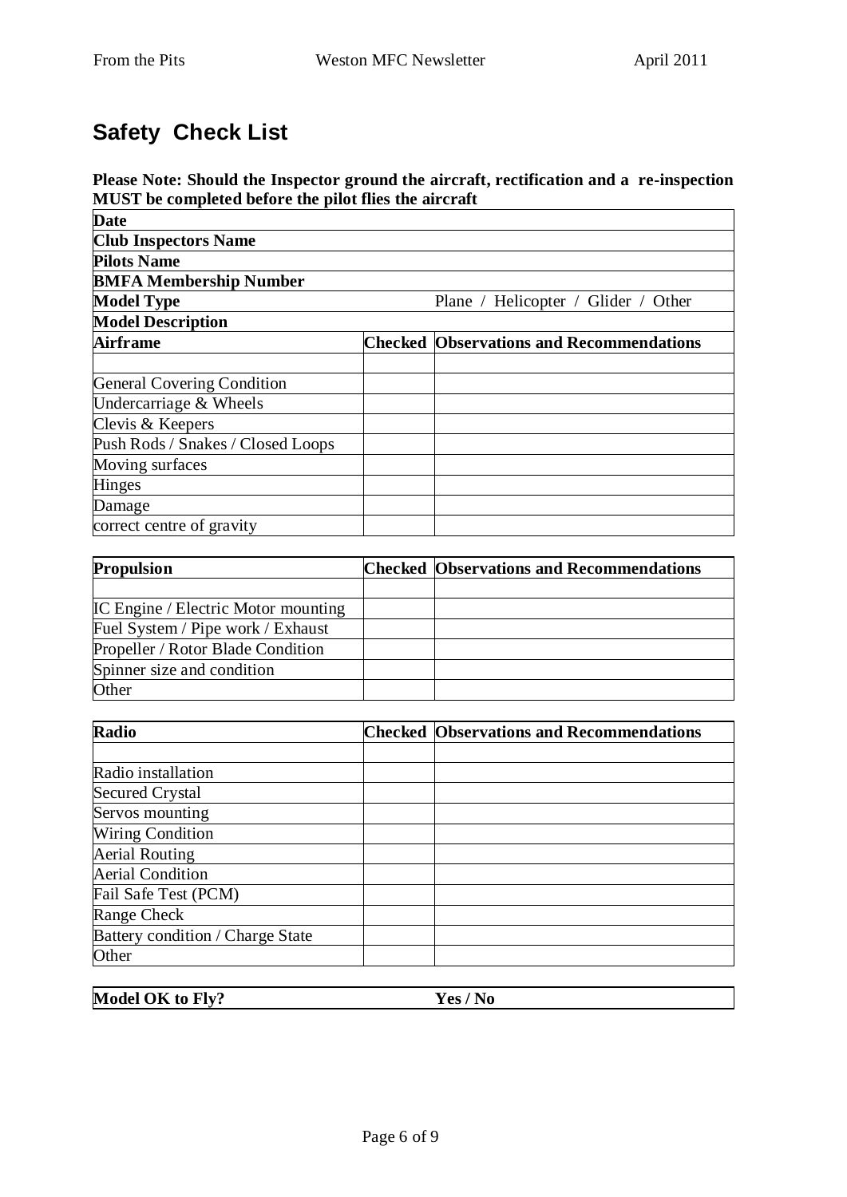## Safety Check List

**Please Note: Should the Inspector ground the aircraft, rectification and a re-inspection MUST be completed before the pilot flies the aircraft**

| | | |
|---|---|---|
| **Date** | | |
| **Club Inspectors Name** | | |
| **Pilots Name** | | |
| **BMFA Membership Number** | | |
| **Model Type** | | Plane / Helicopter / Glider / Other |
| **Model Description** | | |

| **Airframe** | **Checked** | **Observations and Recommendations** |
|---|---|---|
| | | |
| General Covering Condition | | |
| Undercarriage & Wheels | | |
| Clevis & Keepers | | |
| Push Rods / Snakes / Closed Loops | | |
| Moving surfaces | | |
| Hinges | | |
| Damage | | |
| correct centre of gravity | | |

| **Propulsion** | **Checked** | **Observations and Recommendations** |
|---|---|---|
| | | |
| IC Engine / Electric Motor mounting | | |
| Fuel System / Pipe work / Exhaust | | |
| Propeller / Rotor Blade Condition | | |
| Spinner size and condition | | |
| Other | | |

| **Radio** | **Checked** | **Observations and Recommendations** |
|---|---|---|
| | | |
| Radio installation | | |
| Secured Crystal | | |
| Servos mounting | | |
| Wiring Condition | | |
| Aerial Routing | | |
| Aerial Condition | | |
| Fail Safe Test (PCM) | | |
| Range Check | | |
| Battery condition / Charge State | | |
| Other | | |

| **Model OK to Fly?** | **Yes / No** |
|---|---|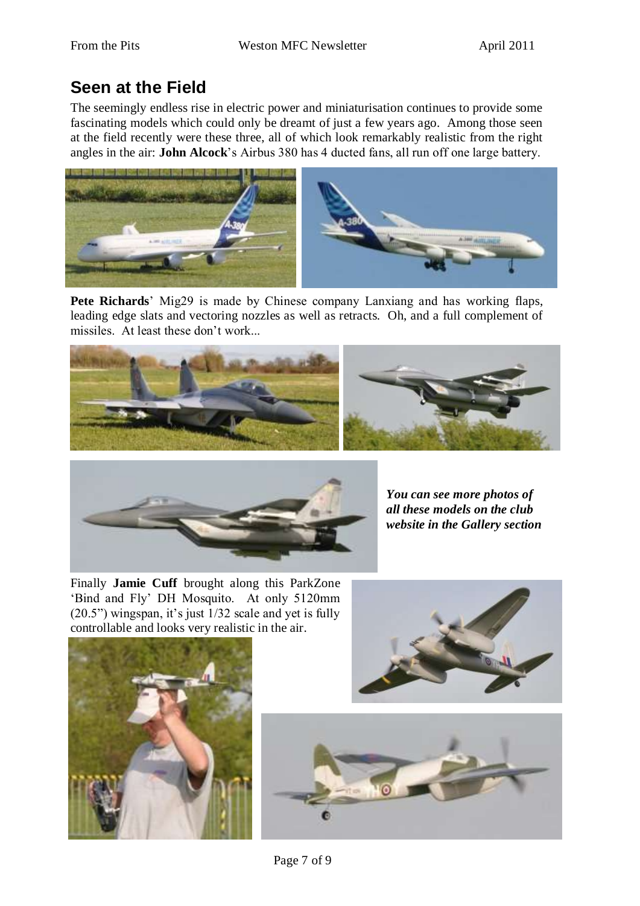## Seen at the Field

The seemingly endless rise in electric power and miniaturisation continues to provide some fascinating models which could only be dreamt of just a few years ago. Among those seen at the field recently were these three, all of which look remarkably realistic from the right angles in the air: **John Alcock**'s Airbus 380 has 4 ducted fans, all run off one large battery.

**Pete Richards**' Mig29 is made by Chinese company Lanxiang and has working flaps, leading edge slats and vectoring nozzles as well as retracts. Oh, and a full complement of missiles. At least these don't work...

***You can see more photos of all these models on the club website in the Gallery section***

Finally **Jamie Cuff** brought along this ParkZone 'Bind and Fly' DH Mosquito. At only 5120mm (20.5") wingspan, it's just 1/32 scale and yet is fully controllable and looks very realistic in the air.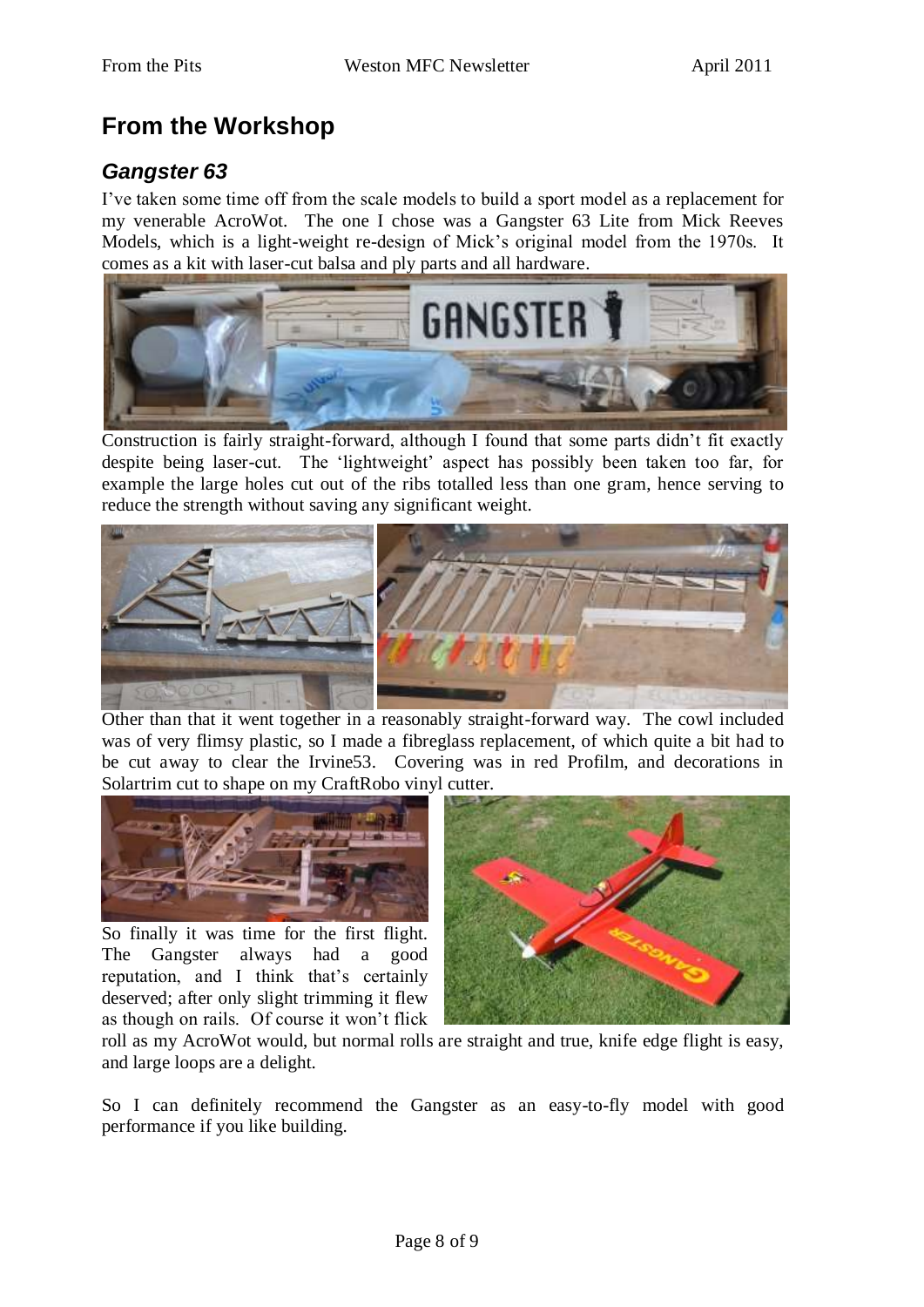# From the Workshop

## *Gangster 63*

I've taken some time off from the scale models to build a sport model as a replacement for my venerable AcroWot. The one I chose was a Gangster 63 Lite from Mick Reeves Models, which is a light-weight re-design of Mick's original model from the 1970s. It comes as a kit with laser-cut balsa and ply parts and all hardware.

Construction is fairly straight-forward, although I found that some parts didn't fit exactly despite being laser-cut. The 'lightweight' aspect has possibly been taken too far, for example the large holes cut out of the ribs totalled less than one gram, hence serving to reduce the strength without saving any significant weight.

Other than that it went together in a reasonably straight-forward way. The cowl included was of very flimsy plastic, so I made a fibreglass replacement, of which quite a bit had to be cut away to clear the Irvine53. Covering was in red Profilm, and decorations in Solartrim cut to shape on my CraftRobo vinyl cutter.

So finally it was time for the first flight. The Gangster always had a good reputation, and I think that's certainly deserved; after only slight trimming it flew as though on rails. Of course it won't flick roll as my AcroWot would, but normal rolls are straight and true, knife edge flight is easy, and large loops are a delight.

So I can definitely recommend the Gangster as an easy-to-fly model with good performance if you like building.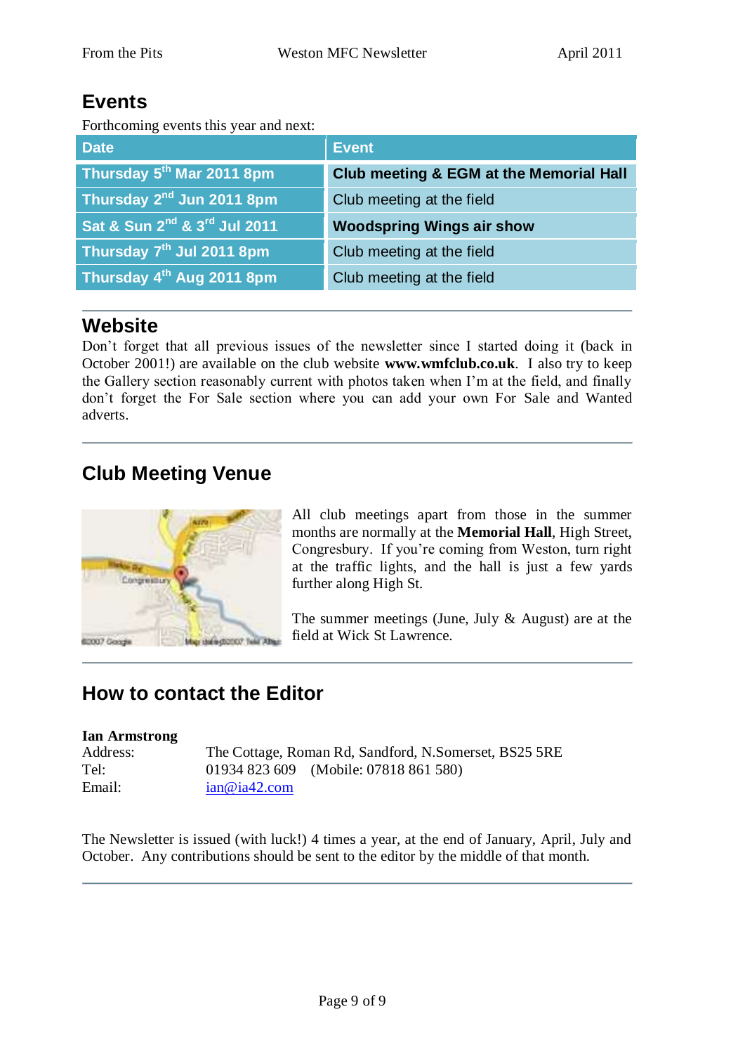## Events

Forthcoming events this year and next:

| Date | Event |
|---|---|
| Thursday 5th Mar 2011 8pm | **Club meeting & EGM at the Memorial Hall** |
| Thursday 2nd Jun 2011 8pm | Club meeting at the field |
| Sat & Sun 2nd & 3rd Jul 2011 | **Woodspring Wings air show** |
| Thursday 7th Jul 2011 8pm | Club meeting at the field |
| Thursday 4th Aug 2011 8pm | Club meeting at the field |

## Website

Don't forget that all previous issues of the newsletter since I started doing it (back in October 2001!) are available on the club website **www.wmfclub.co.uk**. I also try to keep the Gallery section reasonably current with photos taken when I'm at the field, and finally don't forget the For Sale section where you can add your own For Sale and Wanted adverts.

## Club Meeting Venue

All club meetings apart from those in the summer months are normally at the **Memorial Hall**, High Street, Congresbury. If you're coming from Weston, turn right at the traffic lights, and the hall is just a few yards further along High St.

The summer meetings (June, July & August) are at the field at Wick St Lawrence.

## How to contact the Editor

**Ian Armstrong**

Address: The Cottage, Roman Rd, Sandford, N.Somerset, BS25 5RE
Tel: 01934 823 609 (Mobile: 07818 861 580)
Email: ian@ia42.com

The Newsletter is issued (with luck!) 4 times a year, at the end of January, April, July and October. Any contributions should be sent to the editor by the middle of that month.